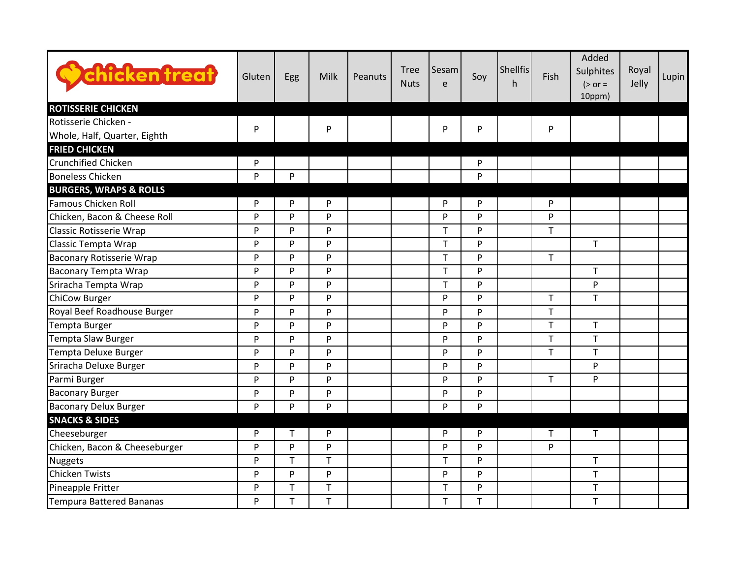| chicken treat | Gluten | Egg | Milk | Peanuts | Tree Nuts | Sesame | Soy | Shellfish | Fish | Added Sulphites (> or = 10ppm) | Royal Jelly | Lupin |
|---|---|---|---|---|---|---|---|---|---|---|---|---|
| **ROTISSERIE CHICKEN** | | | | | | | | | | | | |
| Rotisserie Chicken - Whole, Half, Quarter, Eighth | P | | P | | | P | P | | P | | | |
| **FRIED CHICKEN** | | | | | | | | | | | | |
| Crunchified Chicken | P | | | | | | P | | | | | |
| Boneless Chicken | P | P | | | | | P | | | | | |
| **BURGERS, WRAPS & ROLLS** | | | | | | | | | | | | |
| Famous Chicken Roll | P | P | P | | | P | P | | P | | | |
| Chicken, Bacon & Cheese Roll | P | P | P | | | P | P | | P | | | |
| Classic Rotisserie Wrap | P | P | P | | | T | P | | T | | | |
| Classic Tempta Wrap | P | P | P | | | T | P | | | T | | |
| Baconary Rotisserie Wrap | P | P | P | | | T | P | | T | | | |
| Baconary Tempta Wrap | P | P | P | | | T | P | | | T | | |
| Sriracha Tempta Wrap | P | P | P | | | T | P | | | P | | |
| ChiCow Burger | P | P | P | | | P | P | | T | T | | |
| Royal Beef Roadhouse Burger | P | P | P | | | P | P | | T | | | |
| Tempta Burger | P | P | P | | | P | P | | T | T | | |
| Tempta Slaw Burger | P | P | P | | | P | P | | T | T | | |
| Tempta Deluxe Burger | P | P | P | | | P | P | | T | T | | |
| Sriracha Deluxe Burger | P | P | P | | | P | P | | | P | | |
| Parmi Burger | P | P | P | | | P | P | | T | P | | |
| Baconary Burger | P | P | P | | | P | P | | | | | |
| Baconary Delux Burger | P | P | P | | | P | P | | | | | |
| **SNACKS & SIDES** | | | | | | | | | | | | |
| Cheeseburger | P | T | P | | | P | P | | T | T | | |
| Chicken, Bacon & Cheeseburger | P | P | P | | | P | P | | P | | | |
| Nuggets | P | T | T | | | T | P | | | T | | |
| Chicken Twists | P | P | P | | | P | P | | | T | | |
| Pineapple Fritter | P | T | T | | | T | P | | | T | | |
| Tempura Battered Bananas | P | T | T | | | T | T | | | T | | |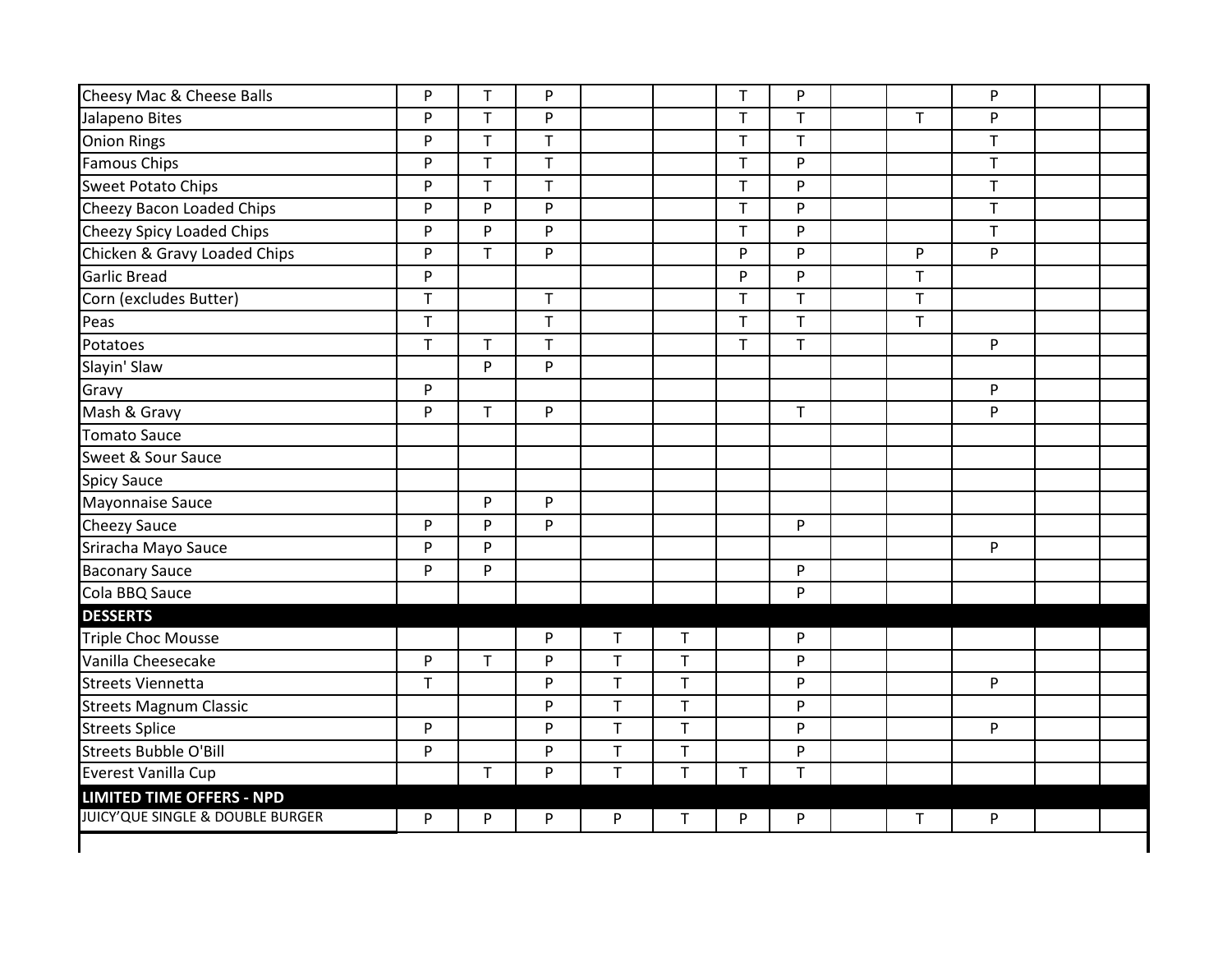| | | | | | | | | | | | | |
|---|---|---|---|---|---|---|---|---|---|---|---|---|
| Cheesy Mac & Cheese Balls | P | T | P | | | T | P | | | P | | |
| Jalapeno Bites | P | T | P | | | T | T | | T | P | | |
| Onion Rings | P | T | T | | | T | T | | | T | | |
| Famous Chips | P | T | T | | | T | P | | | T | | |
| Sweet Potato Chips | P | T | T | | | T | P | | | T | | |
| Cheezy Bacon Loaded Chips | P | P | P | | | T | P | | | T | | |
| Cheezy Spicy Loaded Chips | P | P | P | | | T | P | | | T | | |
| Chicken & Gravy Loaded Chips | P | T | P | | | P | P | | P | P | | |
| Garlic Bread | P | | | | | P | P | | T | | | |
| Corn (excludes Butter) | T | | T | | | T | T | | T | | | |
| Peas | T | | T | | | T | T | | T | | | |
| Potatoes | T | T | T | | | T | T | | | P | | |
| Slayin' Slaw | | P | P | | | | | | | | | |
| Gravy | P | | | | | | | | | P | | |
| Mash & Gravy | P | T | P | | | | T | | | P | | |
| Tomato Sauce | | | | | | | | | | | | |
| Sweet & Sour Sauce | | | | | | | | | | | | |
| Spicy Sauce | | | | | | | | | | | | |
| Mayonnaise Sauce | | P | P | | | | | | | | | |
| Cheezy Sauce | P | P | P | | | | P | | | | | |
| Sriracha Mayo Sauce | P | P | | | | | | | | P | | |
| Baconary Sauce | P | P | | | | | P | | | | | |
| Cola BBQ Sauce | | | | | | | P | | | | | |
| **DESSERTS** | | | | | | | | | | | | |
| Triple Choc Mousse | | | P | T | T | | P | | | | | |
| Vanilla Cheesecake | P | T | P | T | T | | P | | | | | |
| Streets Viennetta | T | | P | T | T | | P | | | P | | |
| Streets Magnum Classic | | | P | T | T | | P | | | | | |
| Streets Splice | P | | P | T | T | | P | | | P | | |
| Streets Bubble O'Bill | P | | P | T | T | | P | | | | | |
| Everest Vanilla Cup | | T | P | T | T | T | T | | | | | |
| **LIMITED TIME OFFERS - NPD** | | | | | | | | | | | | |
| JUICY'QUE SINGLE & DOUBLE BURGER | P | P | P | P | T | P | P | | T | P | | |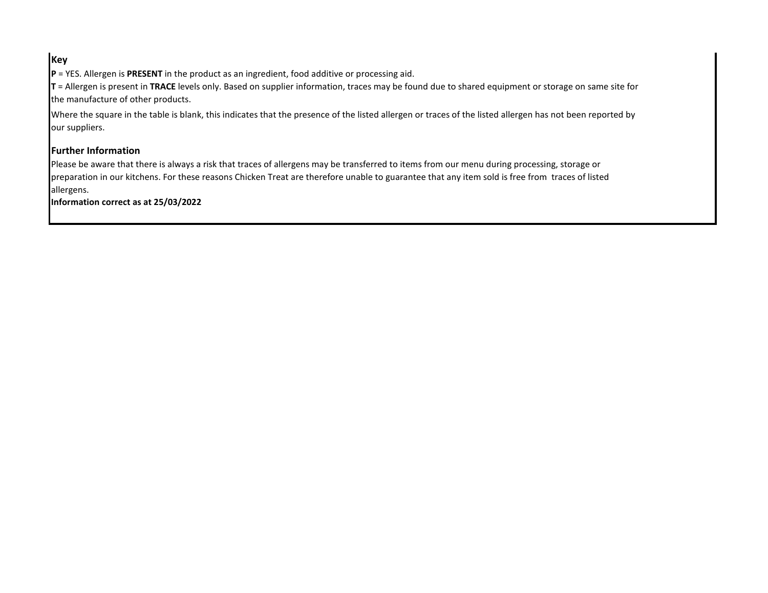**Key**

**P** = YES. Allergen is **PRESENT** in the product as an ingredient, food additive or processing aid.

**T** = Allergen is present in **TRACE** levels only. Based on supplier information, traces may be found due to shared equipment or storage on same site for the manufacture of other products.

Where the square in the table is blank, this indicates that the presence of the listed allergen or traces of the listed allergen has not been reported by our suppliers.

**Further Information**

Please be aware that there is always a risk that traces of allergens may be transferred to items from our menu during processing, storage or preparation in our kitchens. For these reasons Chicken Treat are therefore unable to guarantee that any item sold is free from traces of listed allergens.

**Information correct as at 25/03/2022**